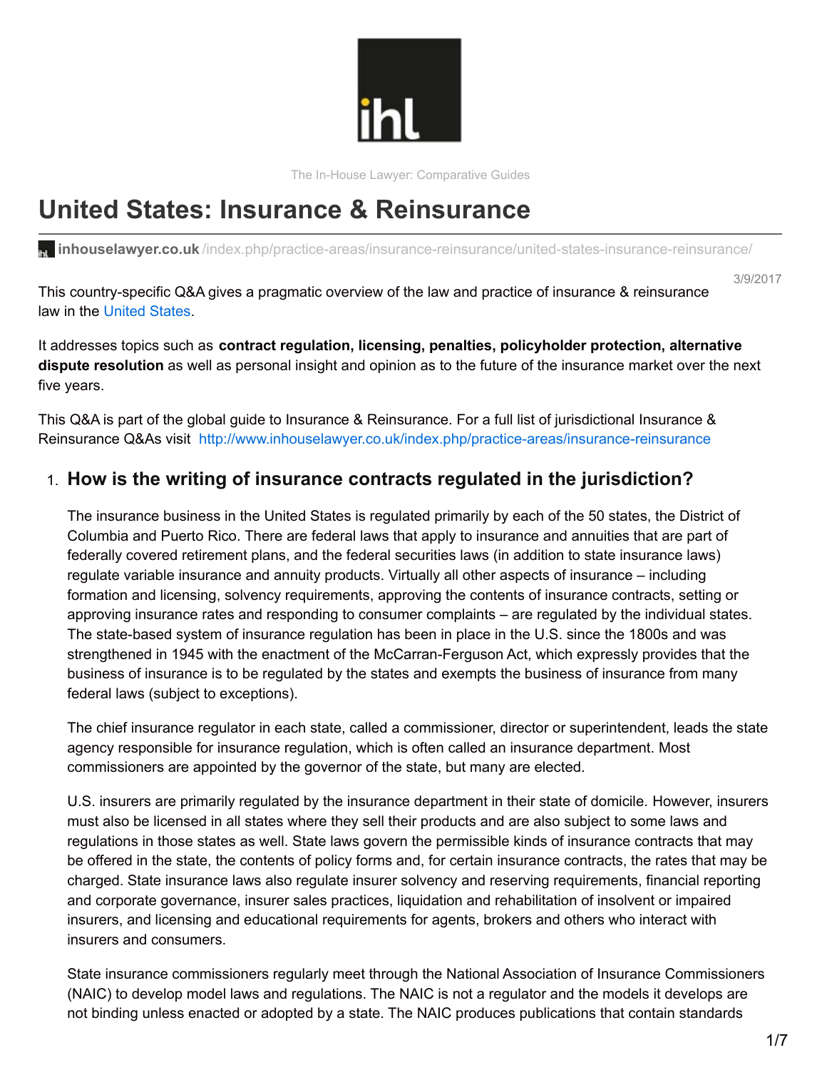The In-House Lawyer: Comparative Guides

# United States: Insurance & Reinsurance

**inhouselawyer.co.uk** /index.php/practice-areas/insurance-reinsurance/united-states-insurance-reinsurance/

3/9/2017

This country-specific Q&A gives a pragmatic overview of the law and practice of insurance & reinsurance law in the United States.

It addresses topics such as **contract regulation, licensing, penalties, policyholder protection, alternative dispute resolution** as well as personal insight and opinion as to the future of the insurance market over the next five years.

This Q&A is part of the global guide to Insurance & Reinsurance. For a full list of jurisdictional Insurance & Reinsurance Q&As visit http://www.inhouselawyer.co.uk/index.php/practice-areas/insurance-reinsurance

## 1. How is the writing of insurance contracts regulated in the jurisdiction?

The insurance business in the United States is regulated primarily by each of the 50 states, the District of Columbia and Puerto Rico. There are federal laws that apply to insurance and annuities that are part of federally covered retirement plans, and the federal securities laws (in addition to state insurance laws) regulate variable insurance and annuity products. Virtually all other aspects of insurance – including formation and licensing, solvency requirements, approving the contents of insurance contracts, setting or approving insurance rates and responding to consumer complaints – are regulated by the individual states. The state-based system of insurance regulation has been in place in the U.S. since the 1800s and was strengthened in 1945 with the enactment of the McCarran-Ferguson Act, which expressly provides that the business of insurance is to be regulated by the states and exempts the business of insurance from many federal laws (subject to exceptions).

The chief insurance regulator in each state, called a commissioner, director or superintendent, leads the state agency responsible for insurance regulation, which is often called an insurance department. Most commissioners are appointed by the governor of the state, but many are elected.

U.S. insurers are primarily regulated by the insurance department in their state of domicile. However, insurers must also be licensed in all states where they sell their products and are also subject to some laws and regulations in those states as well. State laws govern the permissible kinds of insurance contracts that may be offered in the state, the contents of policy forms and, for certain insurance contracts, the rates that may be charged. State insurance laws also regulate insurer solvency and reserving requirements, financial reporting and corporate governance, insurer sales practices, liquidation and rehabilitation of insolvent or impaired insurers, and licensing and educational requirements for agents, brokers and others who interact with insurers and consumers.

State insurance commissioners regularly meet through the National Association of Insurance Commissioners (NAIC) to develop model laws and regulations. The NAIC is not a regulator and the models it develops are not binding unless enacted or adopted by a state. The NAIC produces publications that contain standards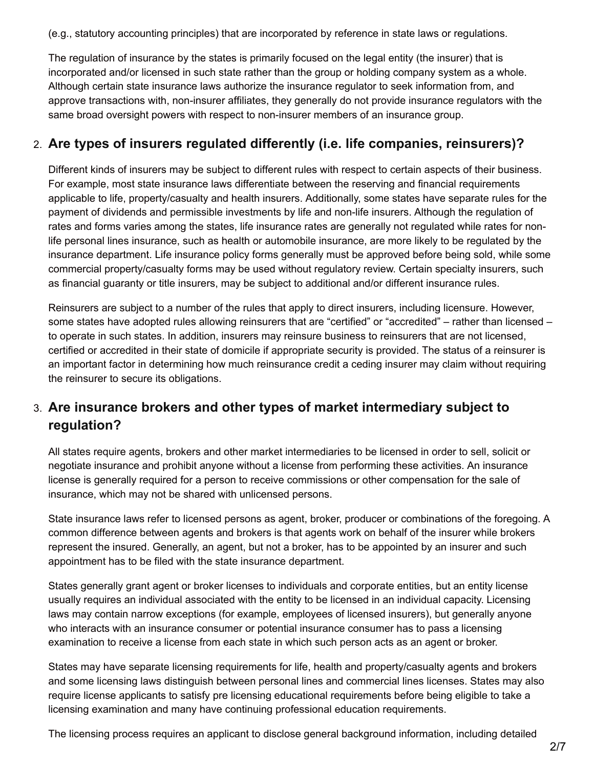(e.g., statutory accounting principles) that are incorporated by reference in state laws or regulations.

The regulation of insurance by the states is primarily focused on the legal entity (the insurer) that is incorporated and/or licensed in such state rather than the group or holding company system as a whole. Although certain state insurance laws authorize the insurance regulator to seek information from, and approve transactions with, non-insurer affiliates, they generally do not provide insurance regulators with the same broad oversight powers with respect to non-insurer members of an insurance group.

## 2. Are types of insurers regulated differently (i.e. life companies, reinsurers)?

Different kinds of insurers may be subject to different rules with respect to certain aspects of their business. For example, most state insurance laws differentiate between the reserving and financial requirements applicable to life, property/casualty and health insurers. Additionally, some states have separate rules for the payment of dividends and permissible investments by life and non-life insurers. Although the regulation of rates and forms varies among the states, life insurance rates are generally not regulated while rates for non-life personal lines insurance, such as health or automobile insurance, are more likely to be regulated by the insurance department. Life insurance policy forms generally must be approved before being sold, while some commercial property/casualty forms may be used without regulatory review. Certain specialty insurers, such as financial guaranty or title insurers, may be subject to additional and/or different insurance rules.

Reinsurers are subject to a number of the rules that apply to direct insurers, including licensure. However, some states have adopted rules allowing reinsurers that are "certified" or "accredited" – rather than licensed – to operate in such states. In addition, insurers may reinsure business to reinsurers that are not licensed, certified or accredited in their state of domicile if appropriate security is provided. The status of a reinsurer is an important factor in determining how much reinsurance credit a ceding insurer may claim without requiring the reinsurer to secure its obligations.

## 3. Are insurance brokers and other types of market intermediary subject to regulation?

All states require agents, brokers and other market intermediaries to be licensed in order to sell, solicit or negotiate insurance and prohibit anyone without a license from performing these activities. An insurance license is generally required for a person to receive commissions or other compensation for the sale of insurance, which may not be shared with unlicensed persons.

State insurance laws refer to licensed persons as agent, broker, producer or combinations of the foregoing. A common difference between agents and brokers is that agents work on behalf of the insurer while brokers represent the insured. Generally, an agent, but not a broker, has to be appointed by an insurer and such appointment has to be filed with the state insurance department.

States generally grant agent or broker licenses to individuals and corporate entities, but an entity license usually requires an individual associated with the entity to be licensed in an individual capacity. Licensing laws may contain narrow exceptions (for example, employees of licensed insurers), but generally anyone who interacts with an insurance consumer or potential insurance consumer has to pass a licensing examination to receive a license from each state in which such person acts as an agent or broker.

States may have separate licensing requirements for life, health and property/casualty agents and brokers and some licensing laws distinguish between personal lines and commercial lines licenses. States may also require license applicants to satisfy pre licensing educational requirements before being eligible to take a licensing examination and many have continuing professional education requirements.

The licensing process requires an applicant to disclose general background information, including detailed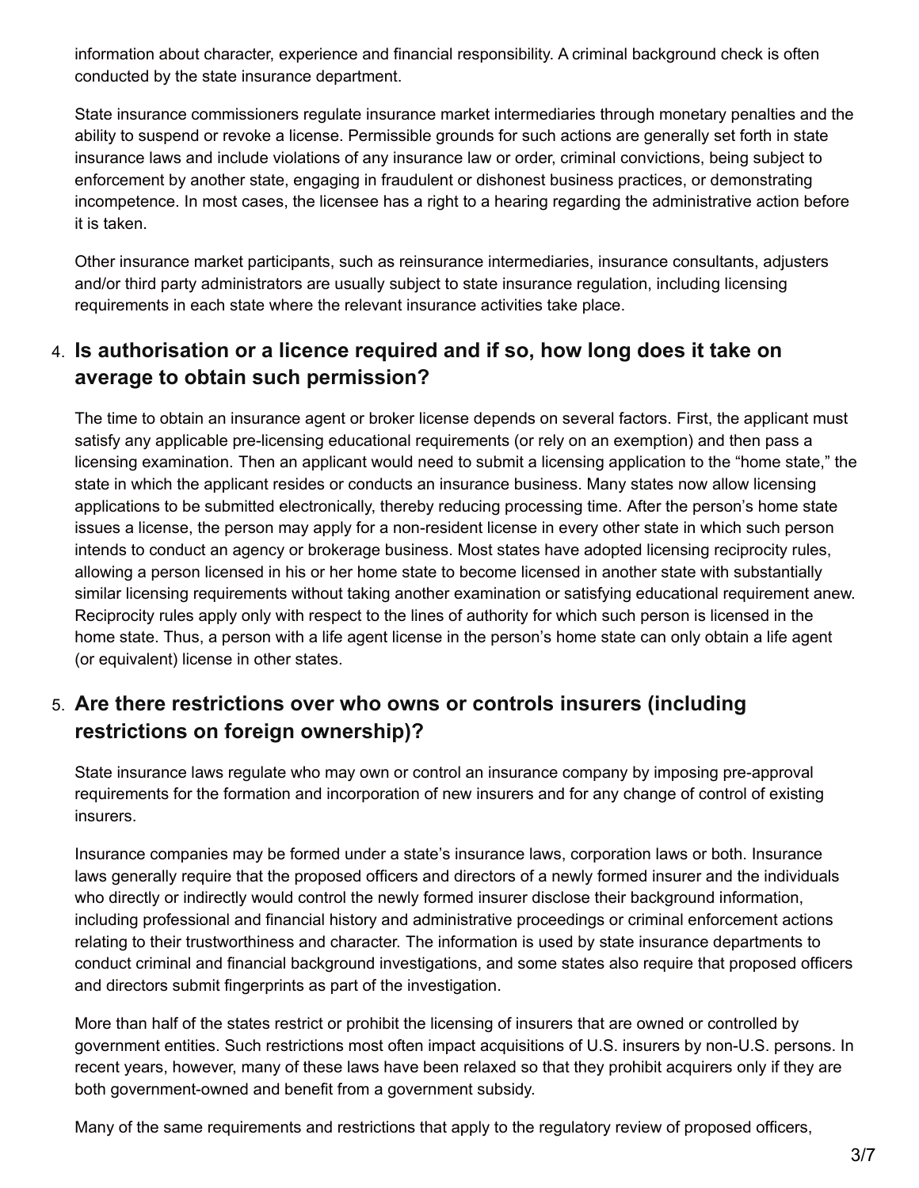information about character, experience and financial responsibility. A criminal background check is often conducted by the state insurance department.

State insurance commissioners regulate insurance market intermediaries through monetary penalties and the ability to suspend or revoke a license. Permissible grounds for such actions are generally set forth in state insurance laws and include violations of any insurance law or order, criminal convictions, being subject to enforcement by another state, engaging in fraudulent or dishonest business practices, or demonstrating incompetence. In most cases, the licensee has a right to a hearing regarding the administrative action before it is taken.

Other insurance market participants, such as reinsurance intermediaries, insurance consultants, adjusters and/or third party administrators are usually subject to state insurance regulation, including licensing requirements in each state where the relevant insurance activities take place.

### 4. Is authorisation or a licence required and if so, how long does it take on average to obtain such permission?

The time to obtain an insurance agent or broker license depends on several factors. First, the applicant must satisfy any applicable pre-licensing educational requirements (or rely on an exemption) and then pass a licensing examination. Then an applicant would need to submit a licensing application to the "home state," the state in which the applicant resides or conducts an insurance business. Many states now allow licensing applications to be submitted electronically, thereby reducing processing time. After the person's home state issues a license, the person may apply for a non-resident license in every other state in which such person intends to conduct an agency or brokerage business. Most states have adopted licensing reciprocity rules, allowing a person licensed in his or her home state to become licensed in another state with substantially similar licensing requirements without taking another examination or satisfying educational requirement anew. Reciprocity rules apply only with respect to the lines of authority for which such person is licensed in the home state. Thus, a person with a life agent license in the person's home state can only obtain a life agent (or equivalent) license in other states.

### 5. Are there restrictions over who owns or controls insurers (including restrictions on foreign ownership)?

State insurance laws regulate who may own or control an insurance company by imposing pre-approval requirements for the formation and incorporation of new insurers and for any change of control of existing insurers.

Insurance companies may be formed under a state's insurance laws, corporation laws or both. Insurance laws generally require that the proposed officers and directors of a newly formed insurer and the individuals who directly or indirectly would control the newly formed insurer disclose their background information, including professional and financial history and administrative proceedings or criminal enforcement actions relating to their trustworthiness and character. The information is used by state insurance departments to conduct criminal and financial background investigations, and some states also require that proposed officers and directors submit fingerprints as part of the investigation.

More than half of the states restrict or prohibit the licensing of insurers that are owned or controlled by government entities. Such restrictions most often impact acquisitions of U.S. insurers by non-U.S. persons. In recent years, however, many of these laws have been relaxed so that they prohibit acquirers only if they are both government-owned and benefit from a government subsidy.

Many of the same requirements and restrictions that apply to the regulatory review of proposed officers,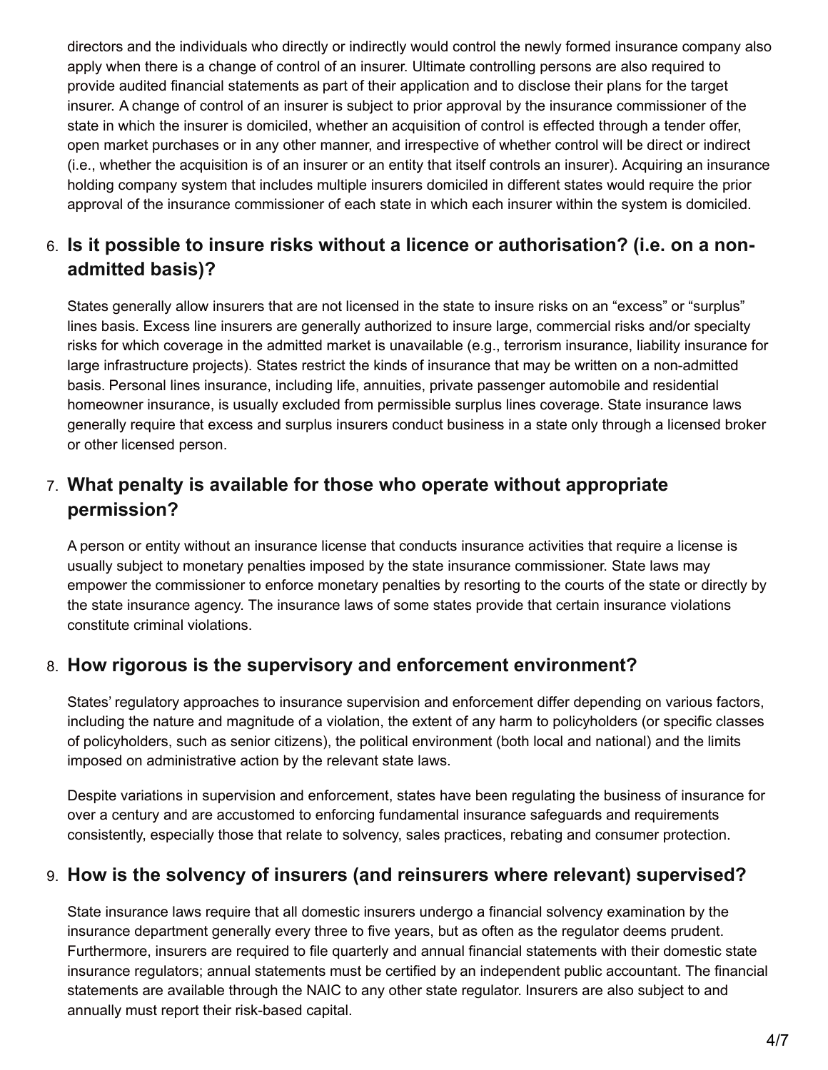directors and the individuals who directly or indirectly would control the newly formed insurance company also apply when there is a change of control of an insurer. Ultimate controlling persons are also required to provide audited financial statements as part of their application and to disclose their plans for the target insurer. A change of control of an insurer is subject to prior approval by the insurance commissioner of the state in which the insurer is domiciled, whether an acquisition of control is effected through a tender offer, open market purchases or in any other manner, and irrespective of whether control will be direct or indirect (i.e., whether the acquisition is of an insurer or an entity that itself controls an insurer). Acquiring an insurance holding company system that includes multiple insurers domiciled in different states would require the prior approval of the insurance commissioner of each state in which each insurer within the system is domiciled.

## 6. Is it possible to insure risks without a licence or authorisation? (i.e. on a non-admitted basis)?

States generally allow insurers that are not licensed in the state to insure risks on an "excess" or "surplus" lines basis. Excess line insurers are generally authorized to insure large, commercial risks and/or specialty risks for which coverage in the admitted market is unavailable (e.g., terrorism insurance, liability insurance for large infrastructure projects). States restrict the kinds of insurance that may be written on a non-admitted basis. Personal lines insurance, including life, annuities, private passenger automobile and residential homeowner insurance, is usually excluded from permissible surplus lines coverage. State insurance laws generally require that excess and surplus insurers conduct business in a state only through a licensed broker or other licensed person.

## 7. What penalty is available for those who operate without appropriate permission?

A person or entity without an insurance license that conducts insurance activities that require a license is usually subject to monetary penalties imposed by the state insurance commissioner. State laws may empower the commissioner to enforce monetary penalties by resorting to the courts of the state or directly by the state insurance agency. The insurance laws of some states provide that certain insurance violations constitute criminal violations.

## 8. How rigorous is the supervisory and enforcement environment?

States' regulatory approaches to insurance supervision and enforcement differ depending on various factors, including the nature and magnitude of a violation, the extent of any harm to policyholders (or specific classes of policyholders, such as senior citizens), the political environment (both local and national) and the limits imposed on administrative action by the relevant state laws.

Despite variations in supervision and enforcement, states have been regulating the business of insurance for over a century and are accustomed to enforcing fundamental insurance safeguards and requirements consistently, especially those that relate to solvency, sales practices, rebating and consumer protection.

## 9. How is the solvency of insurers (and reinsurers where relevant) supervised?

State insurance laws require that all domestic insurers undergo a financial solvency examination by the insurance department generally every three to five years, but as often as the regulator deems prudent. Furthermore, insurers are required to file quarterly and annual financial statements with their domestic state insurance regulators; annual statements must be certified by an independent public accountant. The financial statements are available through the NAIC to any other state regulator. Insurers are also subject to and annually must report their risk-based capital.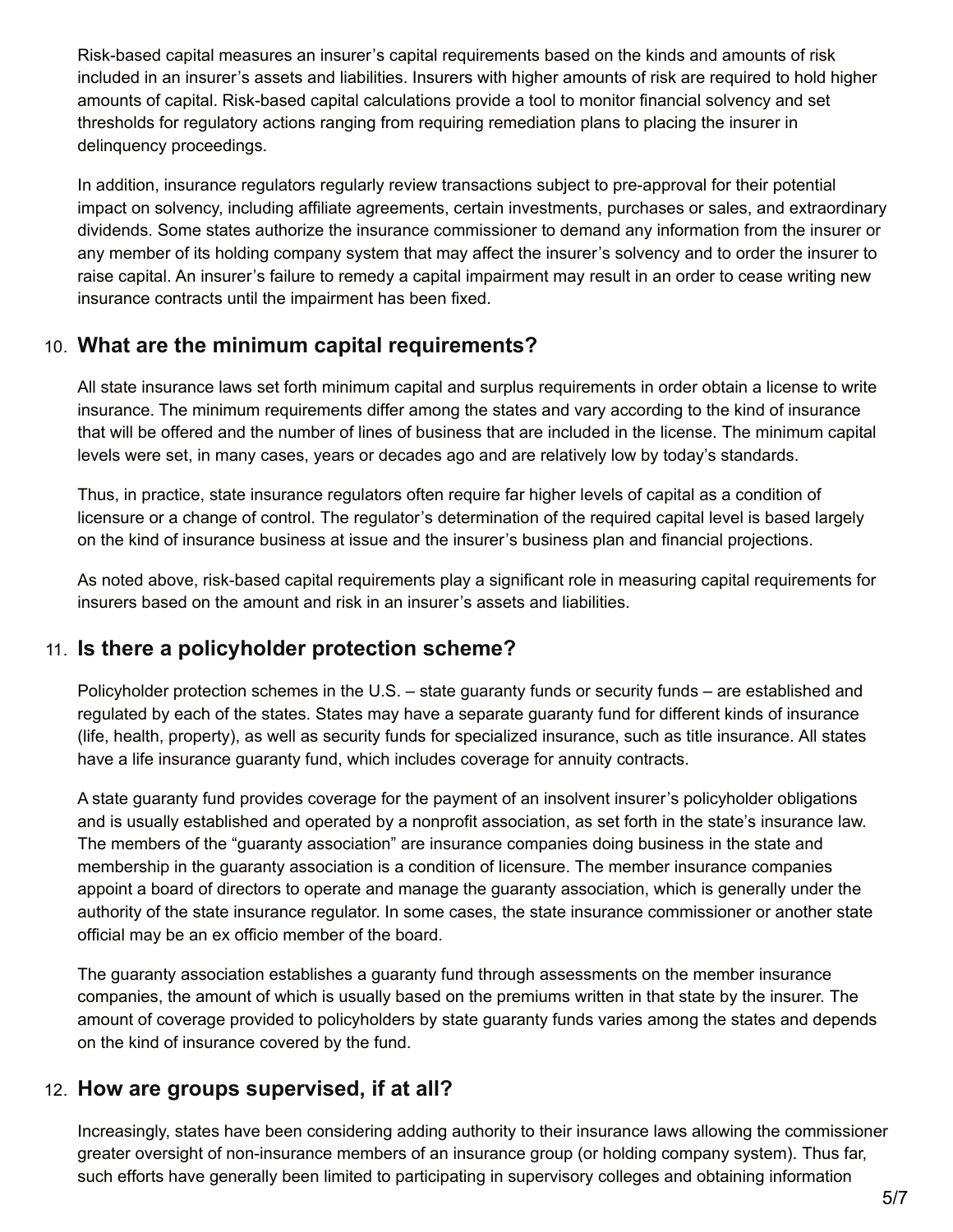Risk-based capital measures an insurer's capital requirements based on the kinds and amounts of risk included in an insurer's assets and liabilities. Insurers with higher amounts of risk are required to hold higher amounts of capital. Risk-based capital calculations provide a tool to monitor financial solvency and set thresholds for regulatory actions ranging from requiring remediation plans to placing the insurer in delinquency proceedings.

In addition, insurance regulators regularly review transactions subject to pre-approval for their potential impact on solvency, including affiliate agreements, certain investments, purchases or sales, and extraordinary dividends. Some states authorize the insurance commissioner to demand any information from the insurer or any member of its holding company system that may affect the insurer's solvency and to order the insurer to raise capital. An insurer's failure to remedy a capital impairment may result in an order to cease writing new insurance contracts until the impairment has been fixed.

## 10. What are the minimum capital requirements?

All state insurance laws set forth minimum capital and surplus requirements in order obtain a license to write insurance. The minimum requirements differ among the states and vary according to the kind of insurance that will be offered and the number of lines of business that are included in the license. The minimum capital levels were set, in many cases, years or decades ago and are relatively low by today's standards.

Thus, in practice, state insurance regulators often require far higher levels of capital as a condition of licensure or a change of control. The regulator's determination of the required capital level is based largely on the kind of insurance business at issue and the insurer's business plan and financial projections.

As noted above, risk-based capital requirements play a significant role in measuring capital requirements for insurers based on the amount and risk in an insurer's assets and liabilities.

## 11. Is there a policyholder protection scheme?

Policyholder protection schemes in the U.S. – state guaranty funds or security funds – are established and regulated by each of the states. States may have a separate guaranty fund for different kinds of insurance (life, health, property), as well as security funds for specialized insurance, such as title insurance. All states have a life insurance guaranty fund, which includes coverage for annuity contracts.

A state guaranty fund provides coverage for the payment of an insolvent insurer's policyholder obligations and is usually established and operated by a nonprofit association, as set forth in the state's insurance law. The members of the "guaranty association" are insurance companies doing business in the state and membership in the guaranty association is a condition of licensure. The member insurance companies appoint a board of directors to operate and manage the guaranty association, which is generally under the authority of the state insurance regulator. In some cases, the state insurance commissioner or another state official may be an ex officio member of the board.

The guaranty association establishes a guaranty fund through assessments on the member insurance companies, the amount of which is usually based on the premiums written in that state by the insurer. The amount of coverage provided to policyholders by state guaranty funds varies among the states and depends on the kind of insurance covered by the fund.

## 12. How are groups supervised, if at all?

Increasingly, states have been considering adding authority to their insurance laws allowing the commissioner greater oversight of non-insurance members of an insurance group (or holding company system). Thus far, such efforts have generally been limited to participating in supervisory colleges and obtaining information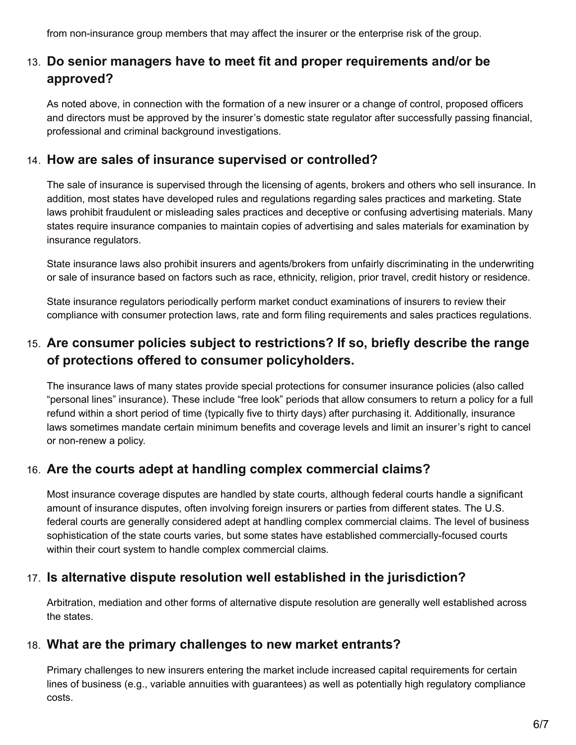from non-insurance group members that may affect the insurer or the enterprise risk of the group.

## 13. Do senior managers have to meet fit and proper requirements and/or be approved?

As noted above, in connection with the formation of a new insurer or a change of control, proposed officers and directors must be approved by the insurer's domestic state regulator after successfully passing financial, professional and criminal background investigations.

## 14. How are sales of insurance supervised or controlled?

The sale of insurance is supervised through the licensing of agents, brokers and others who sell insurance. In addition, most states have developed rules and regulations regarding sales practices and marketing. State laws prohibit fraudulent or misleading sales practices and deceptive or confusing advertising materials. Many states require insurance companies to maintain copies of advertising and sales materials for examination by insurance regulators.

State insurance laws also prohibit insurers and agents/brokers from unfairly discriminating in the underwriting or sale of insurance based on factors such as race, ethnicity, religion, prior travel, credit history or residence.

State insurance regulators periodically perform market conduct examinations of insurers to review their compliance with consumer protection laws, rate and form filing requirements and sales practices regulations.

## 15. Are consumer policies subject to restrictions? If so, briefly describe the range of protections offered to consumer policyholders.

The insurance laws of many states provide special protections for consumer insurance policies (also called "personal lines" insurance). These include "free look" periods that allow consumers to return a policy for a full refund within a short period of time (typically five to thirty days) after purchasing it. Additionally, insurance laws sometimes mandate certain minimum benefits and coverage levels and limit an insurer's right to cancel or non-renew a policy.

## 16. Are the courts adept at handling complex commercial claims?

Most insurance coverage disputes are handled by state courts, although federal courts handle a significant amount of insurance disputes, often involving foreign insurers or parties from different states. The U.S. federal courts are generally considered adept at handling complex commercial claims. The level of business sophistication of the state courts varies, but some states have established commercially-focused courts within their court system to handle complex commercial claims.

## 17. Is alternative dispute resolution well established in the jurisdiction?

Arbitration, mediation and other forms of alternative dispute resolution are generally well established across the states.

## 18. What are the primary challenges to new market entrants?

Primary challenges to new insurers entering the market include increased capital requirements for certain lines of business (e.g., variable annuities with guarantees) as well as potentially high regulatory compliance costs.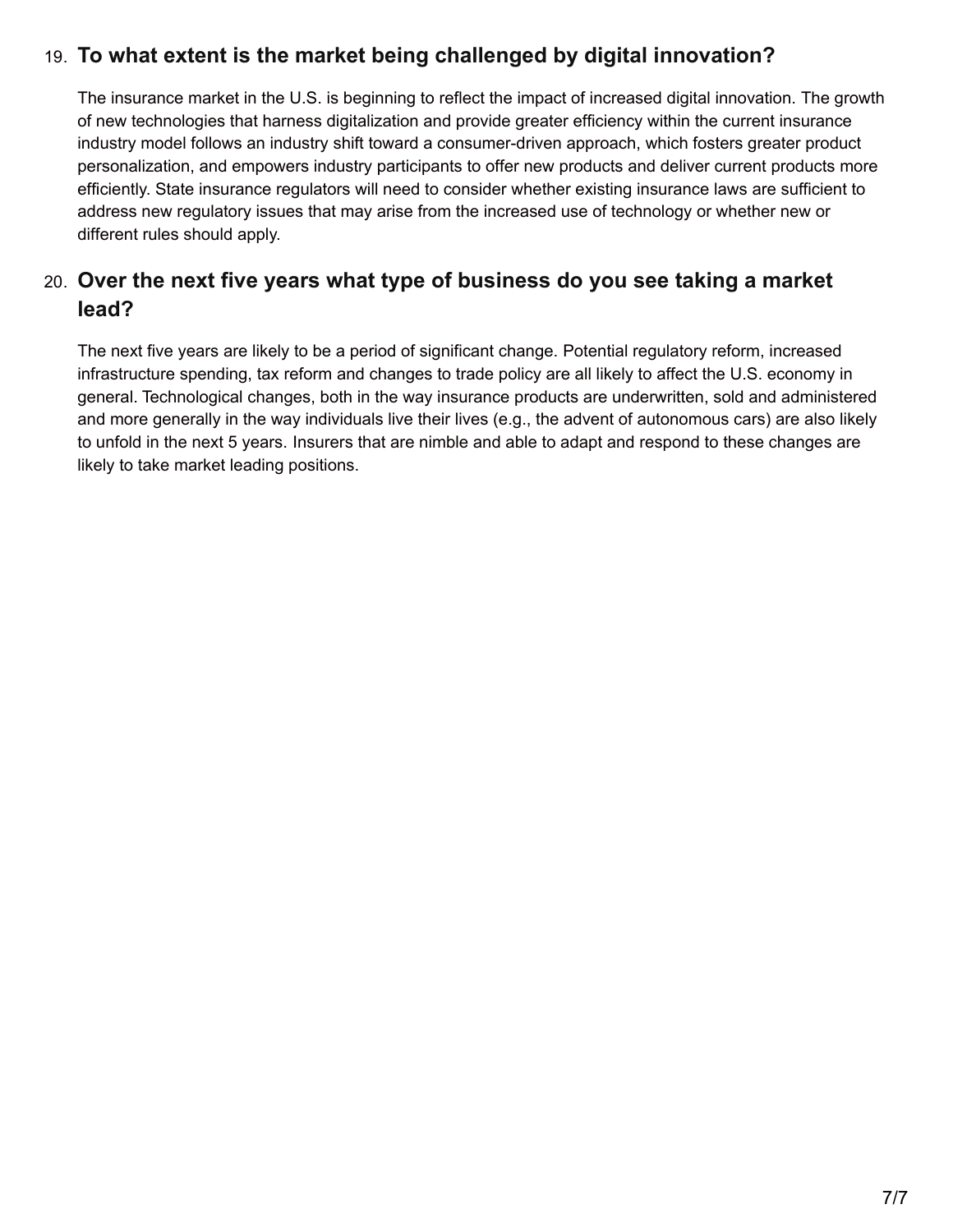19. **To what extent is the market being challenged by digital innovation?**

    The insurance market in the U.S. is beginning to reflect the impact of increased digital innovation. The growth of new technologies that harness digitalization and provide greater efficiency within the current insurance industry model follows an industry shift toward a consumer-driven approach, which fosters greater product personalization, and empowers industry participants to offer new products and deliver current products more efficiently. State insurance regulators will need to consider whether existing insurance laws are sufficient to address new regulatory issues that may arise from the increased use of technology or whether new or different rules should apply.

20. **Over the next five years what type of business do you see taking a market lead?**

    The next five years are likely to be a period of significant change. Potential regulatory reform, increased infrastructure spending, tax reform and changes to trade policy are all likely to affect the U.S. economy in general. Technological changes, both in the way insurance products are underwritten, sold and administered and more generally in the way individuals live their lives (e.g., the advent of autonomous cars) are also likely to unfold in the next 5 years. Insurers that are nimble and able to adapt and respond to these changes are likely to take market leading positions.